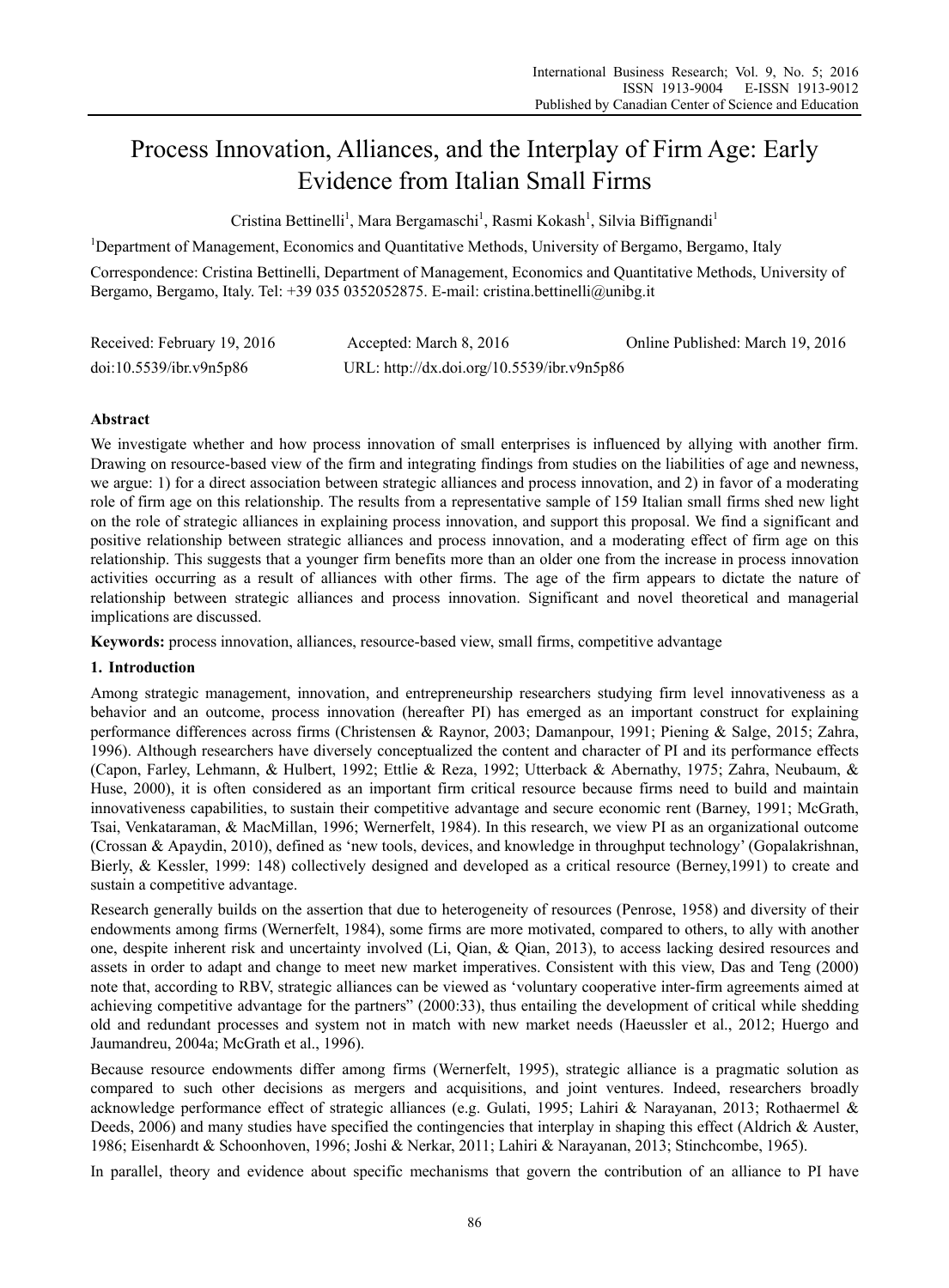# Process Innovation, Alliances, and the Interplay of Firm Age: Early Evidence from Italian Small Firms

Cristina Bettinelli[1], Mara Bergamaschi[1], Rasmi Kokash[1], Silvia Biffignandi[1]

[1]Department of Management, Economics and Quantitative Methods, University of Bergamo, Bergamo, Italy

Correspondence: Cristina Bettinelli, Department of Management, Economics and Quantitative Methods, University of Bergamo, Bergamo, Italy. Tel: +39 035 0352052875. E-mail: cristina.bettinelli@unibg.it

Received: February 19, 2016 Accepted: March 8, 2016 Online Published: March 19, 2016

doi:10.5539/ibr.v9n5p86 URL: http://dx.doi.org/10.5539/ibr.v9n5p86

## Abstract

We investigate whether and how process innovation of small enterprises is influenced by allying with another firm. Drawing on resource-based view of the firm and integrating findings from studies on the liabilities of age and newness, we argue: 1) for a direct association between strategic alliances and process innovation, and 2) in favor of a moderating role of firm age on this relationship. The results from a representative sample of 159 Italian small firms shed new light on the role of strategic alliances in explaining process innovation, and support this proposal. We find a significant and positive relationship between strategic alliances and process innovation, and a moderating effect of firm age on this relationship. This suggests that a younger firm benefits more than an older one from the increase in process innovation activities occurring as a result of alliances with other firms. The age of the firm appears to dictate the nature of relationship between strategic alliances and process innovation. Significant and novel theoretical and managerial implications are discussed.

**Keywords:** process innovation, alliances, resource-based view, small firms, competitive advantage

## 1. Introduction

Among strategic management, innovation, and entrepreneurship researchers studying firm level innovativeness as a behavior and an outcome, process innovation (hereafter PI) has emerged as an important construct for explaining performance differences across firms (Christensen & Raynor, 2003; Damanpour, 1991; Piening & Salge, 2015; Zahra, 1996). Although researchers have diversely conceptualized the content and character of PI and its performance effects (Capon, Farley, Lehmann, & Hulbert, 1992; Ettlie & Reza, 1992; Utterback & Abernathy, 1975; Zahra, Neubaum, & Huse, 2000), it is often considered as an important firm critical resource because firms need to build and maintain innovativeness capabilities, to sustain their competitive advantage and secure economic rent (Barney, 1991; McGrath, Tsai, Venkataraman, & MacMillan, 1996; Wernerfelt, 1984). In this research, we view PI as an organizational outcome (Crossan & Apaydin, 2010), defined as 'new tools, devices, and knowledge in throughput technology' (Gopalakrishnan, Bierly, & Kessler, 1999: 148) collectively designed and developed as a critical resource (Berney,1991) to create and sustain a competitive advantage.

Research generally builds on the assertion that due to heterogeneity of resources (Penrose, 1958) and diversity of their endowments among firms (Wernerfelt, 1984), some firms are more motivated, compared to others, to ally with another one, despite inherent risk and uncertainty involved (Li, Qian, & Qian, 2013), to access lacking desired resources and assets in order to adapt and change to meet new market imperatives. Consistent with this view, Das and Teng (2000) note that, according to RBV, strategic alliances can be viewed as 'voluntary cooperative inter-firm agreements aimed at achieving competitive advantage for the partners" (2000:33), thus entailing the development of critical while shedding old and redundant processes and system not in match with new market needs (Haeussler et al., 2012; Huergo and Jaumandreu, 2004a; McGrath et al., 1996).

Because resource endowments differ among firms (Wernerfelt, 1995), strategic alliance is a pragmatic solution as compared to such other decisions as mergers and acquisitions, and joint ventures. Indeed, researchers broadly acknowledge performance effect of strategic alliances (e.g. Gulati, 1995; Lahiri & Narayanan, 2013; Rothaermel & Deeds, 2006) and many studies have specified the contingencies that interplay in shaping this effect (Aldrich & Auster, 1986; Eisenhardt & Schoonhoven, 1996; Joshi & Nerkar, 2011; Lahiri & Narayanan, 2013; Stinchcombe, 1965).

In parallel, theory and evidence about specific mechanisms that govern the contribution of an alliance to PI have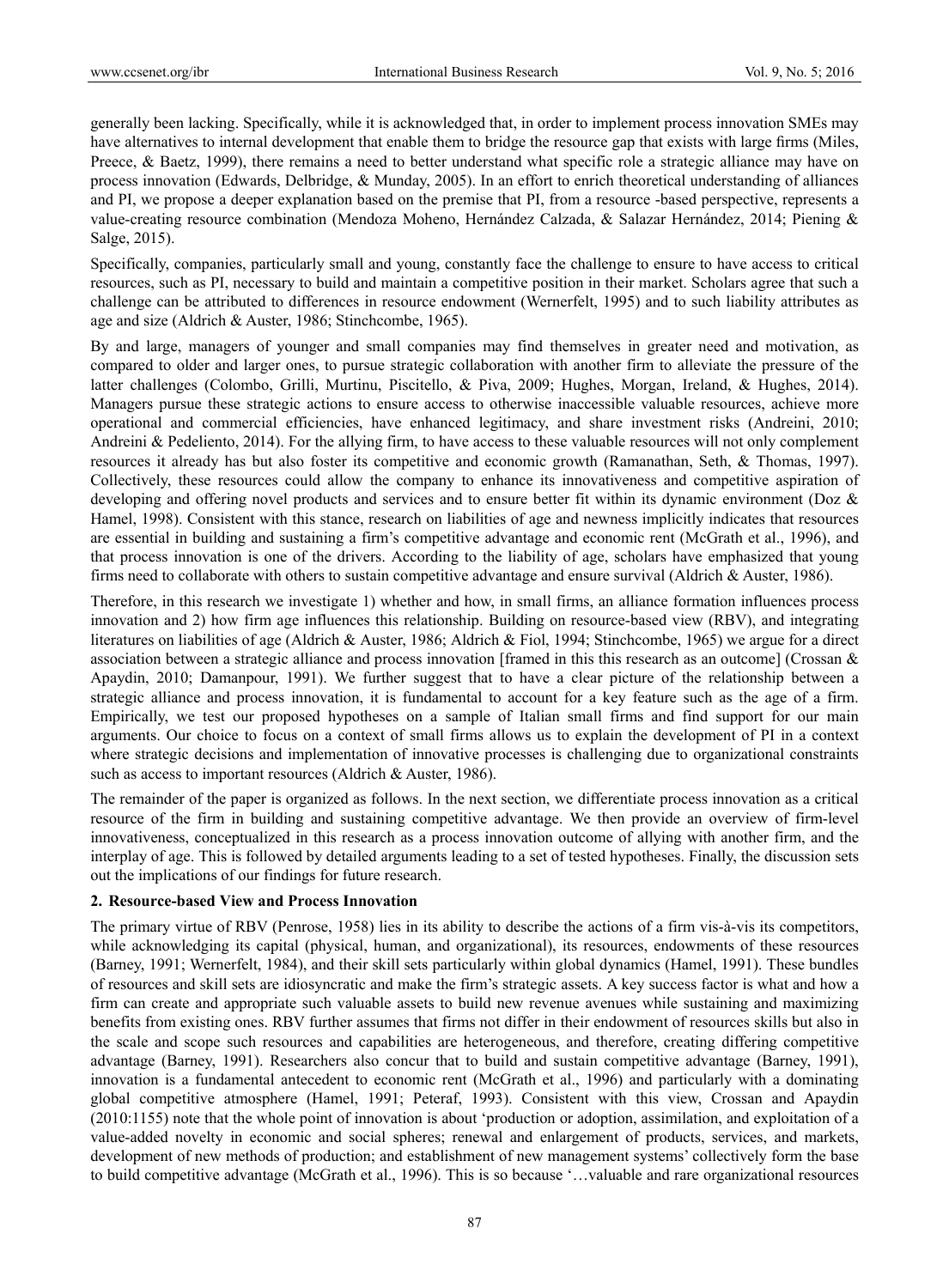generally been lacking. Specifically, while it is acknowledged that, in order to implement process innovation SMEs may have alternatives to internal development that enable them to bridge the resource gap that exists with large firms (Miles, Preece, & Baetz, 1999), there remains a need to better understand what specific role a strategic alliance may have on process innovation (Edwards, Delbridge, & Munday, 2005). In an effort to enrich theoretical understanding of alliances and PI, we propose a deeper explanation based on the premise that PI, from a resource -based perspective, represents a value-creating resource combination (Mendoza Moheno, Hernández Calzada, & Salazar Hernández, 2014; Piening & Salge, 2015).

Specifically, companies, particularly small and young, constantly face the challenge to ensure to have access to critical resources, such as PI, necessary to build and maintain a competitive position in their market. Scholars agree that such a challenge can be attributed to differences in resource endowment (Wernerfelt, 1995) and to such liability attributes as age and size (Aldrich & Auster, 1986; Stinchcombe, 1965).

By and large, managers of younger and small companies may find themselves in greater need and motivation, as compared to older and larger ones, to pursue strategic collaboration with another firm to alleviate the pressure of the latter challenges (Colombo, Grilli, Murtinu, Piscitello, & Piva, 2009; Hughes, Morgan, Ireland, & Hughes, 2014). Managers pursue these strategic actions to ensure access to otherwise inaccessible valuable resources, achieve more operational and commercial efficiencies, have enhanced legitimacy, and share investment risks (Andreini, 2010; Andreini & Pedeliento, 2014). For the allying firm, to have access to these valuable resources will not only complement resources it already has but also foster its competitive and economic growth (Ramanathan, Seth, & Thomas, 1997). Collectively, these resources could allow the company to enhance its innovativeness and competitive aspiration of developing and offering novel products and services and to ensure better fit within its dynamic environment (Doz & Hamel, 1998). Consistent with this stance, research on liabilities of age and newness implicitly indicates that resources are essential in building and sustaining a firm's competitive advantage and economic rent (McGrath et al., 1996), and that process innovation is one of the drivers. According to the liability of age, scholars have emphasized that young firms need to collaborate with others to sustain competitive advantage and ensure survival (Aldrich & Auster, 1986).

Therefore, in this research we investigate 1) whether and how, in small firms, an alliance formation influences process innovation and 2) how firm age influences this relationship. Building on resource-based view (RBV), and integrating literatures on liabilities of age (Aldrich & Auster, 1986; Aldrich & Fiol, 1994; Stinchcombe, 1965) we argue for a direct association between a strategic alliance and process innovation [framed in this this research as an outcome] (Crossan & Apaydin, 2010; Damanpour, 1991). We further suggest that to have a clear picture of the relationship between a strategic alliance and process innovation, it is fundamental to account for a key feature such as the age of a firm. Empirically, we test our proposed hypotheses on a sample of Italian small firms and find support for our main arguments. Our choice to focus on a context of small firms allows us to explain the development of PI in a context where strategic decisions and implementation of innovative processes is challenging due to organizational constraints such as access to important resources (Aldrich & Auster, 1986).

The remainder of the paper is organized as follows. In the next section, we differentiate process innovation as a critical resource of the firm in building and sustaining competitive advantage. We then provide an overview of firm-level innovativeness, conceptualized in this research as a process innovation outcome of allying with another firm, and the interplay of age. This is followed by detailed arguments leading to a set of tested hypotheses. Finally, the discussion sets out the implications of our findings for future research.

## 2. Resource-based View and Process Innovation

The primary virtue of RBV (Penrose, 1958) lies in its ability to describe the actions of a firm vis-à-vis its competitors, while acknowledging its capital (physical, human, and organizational), its resources, endowments of these resources (Barney, 1991; Wernerfelt, 1984), and their skill sets particularly within global dynamics (Hamel, 1991). These bundles of resources and skill sets are idiosyncratic and make the firm's strategic assets. A key success factor is what and how a firm can create and appropriate such valuable assets to build new revenue avenues while sustaining and maximizing benefits from existing ones. RBV further assumes that firms not differ in their endowment of resources skills but also in the scale and scope such resources and capabilities are heterogeneous, and therefore, creating differing competitive advantage (Barney, 1991). Researchers also concur that to build and sustain competitive advantage (Barney, 1991), innovation is a fundamental antecedent to economic rent (McGrath et al., 1996) and particularly with a dominating global competitive atmosphere (Hamel, 1991; Peteraf, 1993). Consistent with this view, Crossan and Apaydin (2010:1155) note that the whole point of innovation is about 'production or adoption, assimilation, and exploitation of a value-added novelty in economic and social spheres; renewal and enlargement of products, services, and markets, development of new methods of production; and establishment of new management systems' collectively form the base to build competitive advantage (McGrath et al., 1996). This is so because '…valuable and rare organizational resources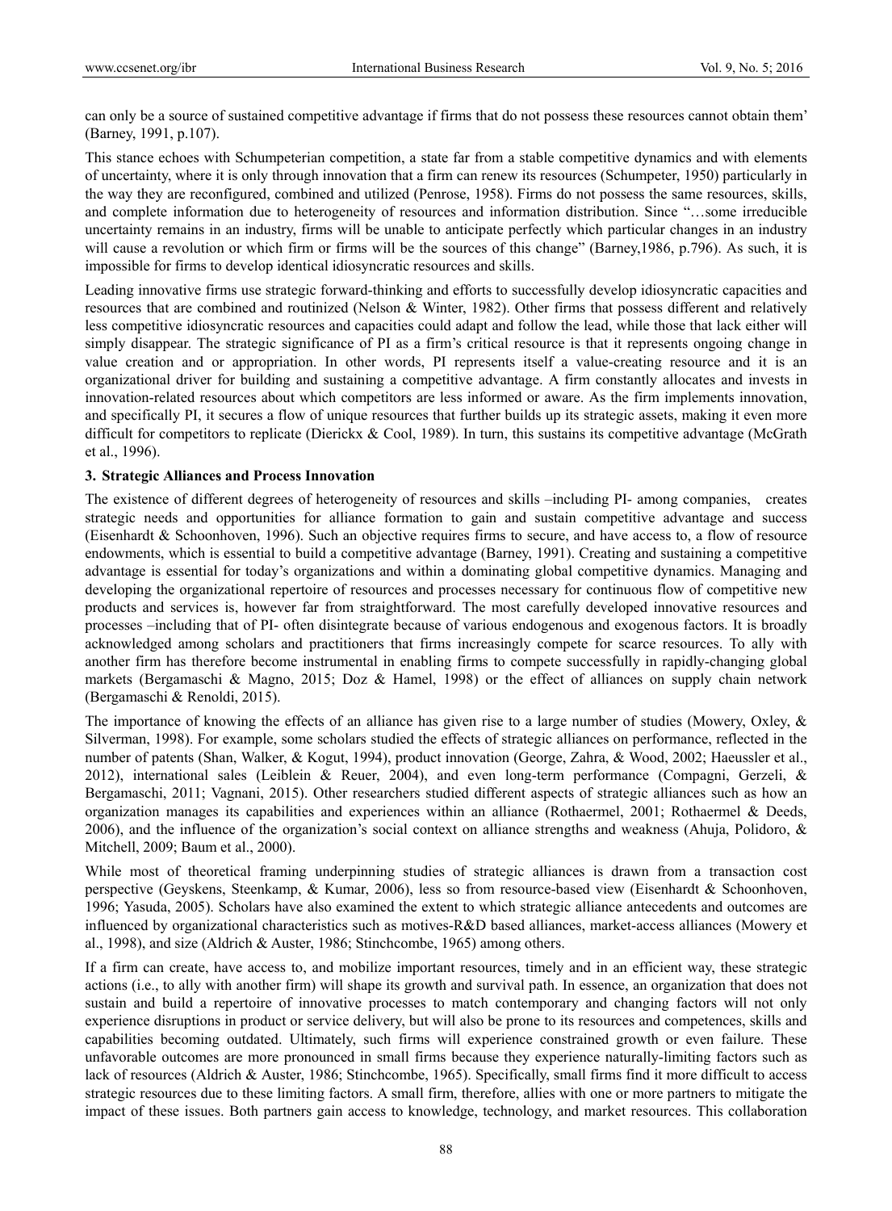can only be a source of sustained competitive advantage if firms that do not possess these resources cannot obtain them' (Barney, 1991, p.107).

This stance echoes with Schumpeterian competition, a state far from a stable competitive dynamics and with elements of uncertainty, where it is only through innovation that a firm can renew its resources (Schumpeter, 1950) particularly in the way they are reconfigured, combined and utilized (Penrose, 1958). Firms do not possess the same resources, skills, and complete information due to heterogeneity of resources and information distribution. Since "…some irreducible uncertainty remains in an industry, firms will be unable to anticipate perfectly which particular changes in an industry will cause a revolution or which firm or firms will be the sources of this change" (Barney,1986, p.796). As such, it is impossible for firms to develop identical idiosyncratic resources and skills.

Leading innovative firms use strategic forward-thinking and efforts to successfully develop idiosyncratic capacities and resources that are combined and routinized (Nelson & Winter, 1982). Other firms that possess different and relatively less competitive idiosyncratic resources and capacities could adapt and follow the lead, while those that lack either will simply disappear. The strategic significance of PI as a firm's critical resource is that it represents ongoing change in value creation and or appropriation. In other words, PI represents itself a value-creating resource and it is an organizational driver for building and sustaining a competitive advantage. A firm constantly allocates and invests in innovation-related resources about which competitors are less informed or aware. As the firm implements innovation, and specifically PI, it secures a flow of unique resources that further builds up its strategic assets, making it even more difficult for competitors to replicate (Dierickx & Cool, 1989). In turn, this sustains its competitive advantage (McGrath et al., 1996).

## 3. Strategic Alliances and Process Innovation

The existence of different degrees of heterogeneity of resources and skills –including PI- among companies, creates strategic needs and opportunities for alliance formation to gain and sustain competitive advantage and success (Eisenhardt & Schoonhoven, 1996). Such an objective requires firms to secure, and have access to, a flow of resource endowments, which is essential to build a competitive advantage (Barney, 1991). Creating and sustaining a competitive advantage is essential for today's organizations and within a dominating global competitive dynamics. Managing and developing the organizational repertoire of resources and processes necessary for continuous flow of competitive new products and services is, however far from straightforward. The most carefully developed innovative resources and processes –including that of PI- often disintegrate because of various endogenous and exogenous factors. It is broadly acknowledged among scholars and practitioners that firms increasingly compete for scarce resources. To ally with another firm has therefore become instrumental in enabling firms to compete successfully in rapidly-changing global markets (Bergamaschi & Magno, 2015; Doz & Hamel, 1998) or the effect of alliances on supply chain network (Bergamaschi & Renoldi, 2015).

The importance of knowing the effects of an alliance has given rise to a large number of studies (Mowery, Oxley, & Silverman, 1998). For example, some scholars studied the effects of strategic alliances on performance, reflected in the number of patents (Shan, Walker, & Kogut, 1994), product innovation (George, Zahra, & Wood, 2002; Haeussler et al., 2012), international sales (Leiblein & Reuer, 2004), and even long-term performance (Compagni, Gerzeli, & Bergamaschi, 2011; Vagnani, 2015). Other researchers studied different aspects of strategic alliances such as how an organization manages its capabilities and experiences within an alliance (Rothaermel, 2001; Rothaermel & Deeds, 2006), and the influence of the organization's social context on alliance strengths and weakness (Ahuja, Polidoro, & Mitchell, 2009; Baum et al., 2000).

While most of theoretical framing underpinning studies of strategic alliances is drawn from a transaction cost perspective (Geyskens, Steenkamp, & Kumar, 2006), less so from resource-based view (Eisenhardt & Schoonhoven, 1996; Yasuda, 2005). Scholars have also examined the extent to which strategic alliance antecedents and outcomes are influenced by organizational characteristics such as motives-R&D based alliances, market-access alliances (Mowery et al., 1998), and size (Aldrich & Auster, 1986; Stinchcombe, 1965) among others.

If a firm can create, have access to, and mobilize important resources, timely and in an efficient way, these strategic actions (i.e., to ally with another firm) will shape its growth and survival path. In essence, an organization that does not sustain and build a repertoire of innovative processes to match contemporary and changing factors will not only experience disruptions in product or service delivery, but will also be prone to its resources and competences, skills and capabilities becoming outdated. Ultimately, such firms will experience constrained growth or even failure. These unfavorable outcomes are more pronounced in small firms because they experience naturally-limiting factors such as lack of resources (Aldrich & Auster, 1986; Stinchcombe, 1965). Specifically, small firms find it more difficult to access strategic resources due to these limiting factors. A small firm, therefore, allies with one or more partners to mitigate the impact of these issues. Both partners gain access to knowledge, technology, and market resources. This collaboration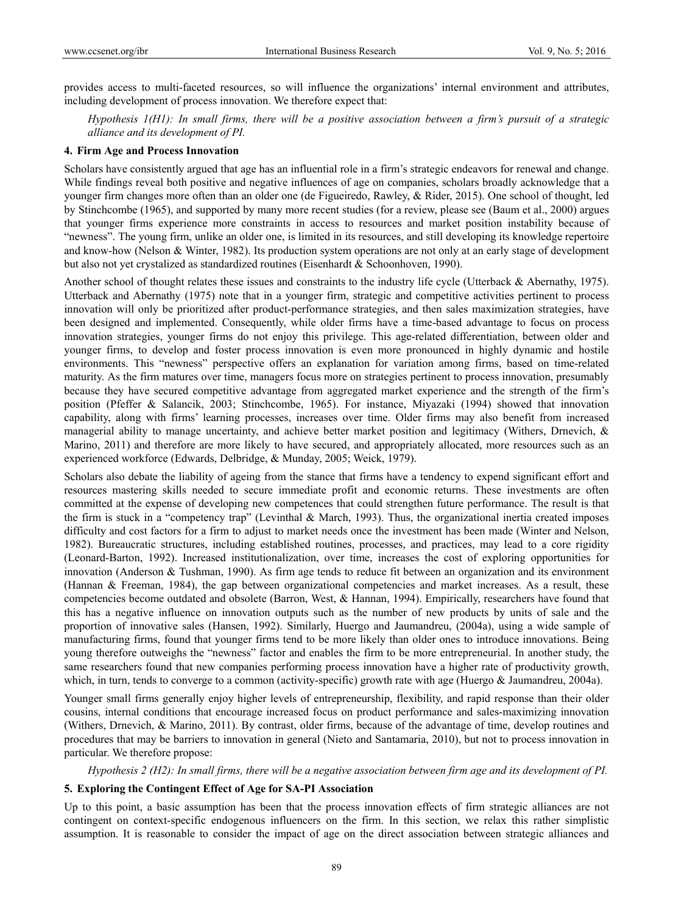provides access to multi-faceted resources, so will influence the organizations' internal environment and attributes, including development of process innovation. We therefore expect that:

*Hypothesis 1(H1): In small firms, there will be a positive association between a firm's pursuit of a strategic alliance and its development of PI.*

## 4. Firm Age and Process Innovation

Scholars have consistently argued that age has an influential role in a firm's strategic endeavors for renewal and change. While findings reveal both positive and negative influences of age on companies, scholars broadly acknowledge that a younger firm changes more often than an older one (de Figueiredo, Rawley, & Rider, 2015). One school of thought, led by Stinchcombe (1965), and supported by many more recent studies (for a review, please see (Baum et al., 2000) argues that younger firms experience more constraints in access to resources and market position instability because of "newness". The young firm, unlike an older one, is limited in its resources, and still developing its knowledge repertoire and know-how (Nelson & Winter, 1982). Its production system operations are not only at an early stage of development but also not yet crystalized as standardized routines (Eisenhardt & Schoonhoven, 1990).

Another school of thought relates these issues and constraints to the industry life cycle (Utterback & Abernathy, 1975). Utterback and Abernathy (1975) note that in a younger firm, strategic and competitive activities pertinent to process innovation will only be prioritized after product-performance strategies, and then sales maximization strategies, have been designed and implemented. Consequently, while older firms have a time-based advantage to focus on process innovation strategies, younger firms do not enjoy this privilege. This age-related differentiation, between older and younger firms, to develop and foster process innovation is even more pronounced in highly dynamic and hostile environments. This "newness" perspective offers an explanation for variation among firms, based on time-related maturity. As the firm matures over time, managers focus more on strategies pertinent to process innovation, presumably because they have secured competitive advantage from aggregated market experience and the strength of the firm's position (Pfeffer & Salancik, 2003; Stinchcombe, 1965). For instance, Miyazaki (1994) showed that innovation capability, along with firms' learning processes, increases over time. Older firms may also benefit from increased managerial ability to manage uncertainty, and achieve better market position and legitimacy (Withers, Drnevich, & Marino, 2011) and therefore are more likely to have secured, and appropriately allocated, more resources such as an experienced workforce (Edwards, Delbridge, & Munday, 2005; Weick, 1979).

Scholars also debate the liability of ageing from the stance that firms have a tendency to expend significant effort and resources mastering skills needed to secure immediate profit and economic returns. These investments are often committed at the expense of developing new competences that could strengthen future performance. The result is that the firm is stuck in a "competency trap" (Levinthal & March, 1993). Thus, the organizational inertia created imposes difficulty and cost factors for a firm to adjust to market needs once the investment has been made (Winter and Nelson, 1982). Bureaucratic structures, including established routines, processes, and practices, may lead to a core rigidity (Leonard-Barton, 1992). Increased institutionalization, over time, increases the cost of exploring opportunities for innovation (Anderson & Tushman, 1990). As firm age tends to reduce fit between an organization and its environment (Hannan & Freeman, 1984), the gap between organizational competencies and market increases. As a result, these competencies become outdated and obsolete (Barron, West, & Hannan, 1994). Empirically, researchers have found that this has a negative influence on innovation outputs such as the number of new products by units of sale and the proportion of innovative sales (Hansen, 1992). Similarly, Huergo and Jaumandreu, (2004a), using a wide sample of manufacturing firms, found that younger firms tend to be more likely than older ones to introduce innovations. Being young therefore outweighs the "newness" factor and enables the firm to be more entrepreneurial. In another study, the same researchers found that new companies performing process innovation have a higher rate of productivity growth, which, in turn, tends to converge to a common (activity-specific) growth rate with age (Huergo & Jaumandreu, 2004a).

Younger small firms generally enjoy higher levels of entrepreneurship, flexibility, and rapid response than their older cousins, internal conditions that encourage increased focus on product performance and sales-maximizing innovation (Withers, Drnevich, & Marino, 2011). By contrast, older firms, because of the advantage of time, develop routines and procedures that may be barriers to innovation in general (Nieto and Santamaria, 2010), but not to process innovation in particular. We therefore propose:

*Hypothesis 2 (H2): In small firms, there will be a negative association between firm age and its development of PI.*

## 5. Exploring the Contingent Effect of Age for SA-PI Association

Up to this point, a basic assumption has been that the process innovation effects of firm strategic alliances are not contingent on context-specific endogenous influencers on the firm. In this section, we relax this rather simplistic assumption. It is reasonable to consider the impact of age on the direct association between strategic alliances and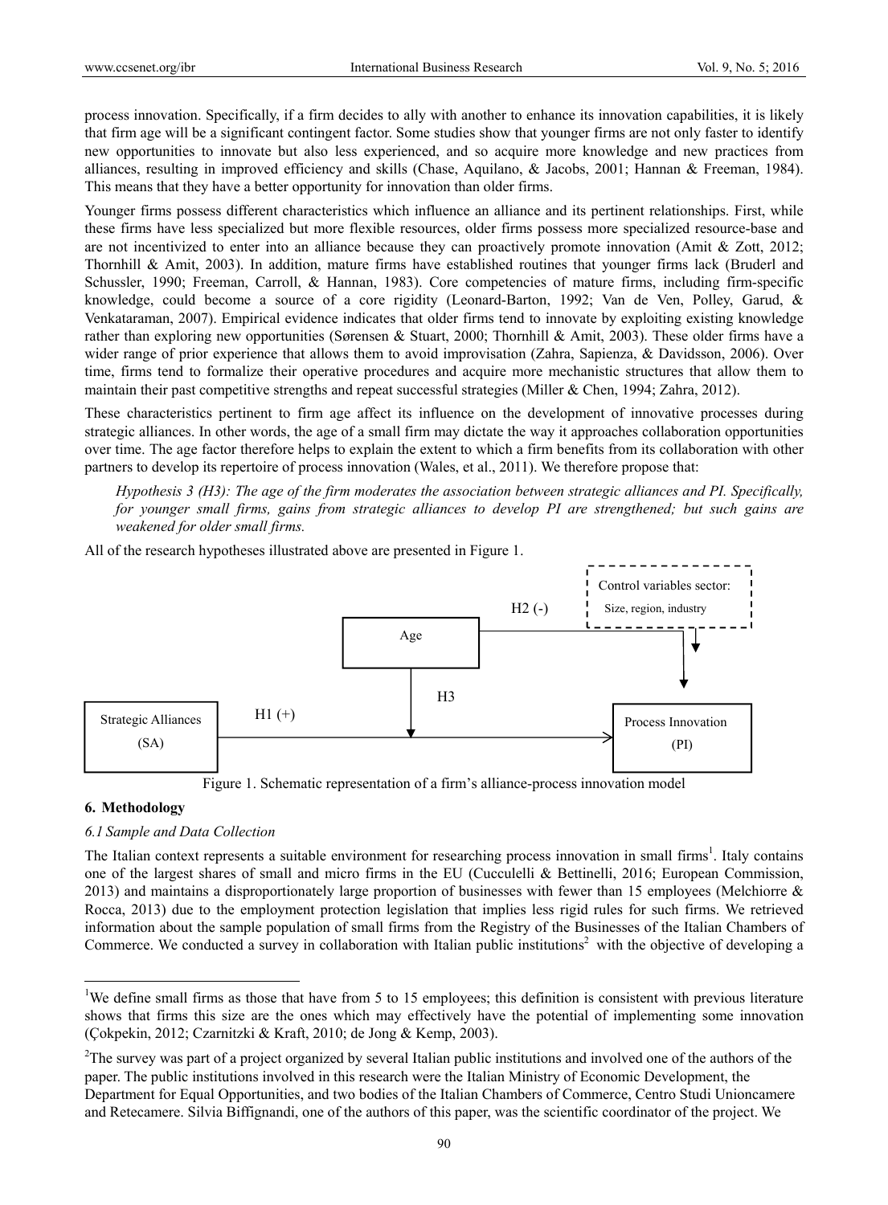process innovation. Specifically, if a firm decides to ally with another to enhance its innovation capabilities, it is likely that firm age will be a significant contingent factor. Some studies show that younger firms are not only faster to identify new opportunities to innovate but also less experienced, and so acquire more knowledge and new practices from alliances, resulting in improved efficiency and skills (Chase, Aquilano, & Jacobs, 2001; Hannan & Freeman, 1984). This means that they have a better opportunity for innovation than older firms.

Younger firms possess different characteristics which influence an alliance and its pertinent relationships. First, while these firms have less specialized but more flexible resources, older firms possess more specialized resource-base and are not incentivized to enter into an alliance because they can proactively promote innovation (Amit & Zott, 2012; Thornhill & Amit, 2003). In addition, mature firms have established routines that younger firms lack (Bruderl and Schussler, 1990; Freeman, Carroll, & Hannan, 1983). Core competencies of mature firms, including firm-specific knowledge, could become a source of a core rigidity (Leonard-Barton, 1992; Van de Ven, Polley, Garud, & Venkataraman, 2007). Empirical evidence indicates that older firms tend to innovate by exploiting existing knowledge rather than exploring new opportunities (Sørensen & Stuart, 2000; Thornhill & Amit, 2003). These older firms have a wider range of prior experience that allows them to avoid improvisation (Zahra, Sapienza, & Davidsson, 2006). Over time, firms tend to formalize their operative procedures and acquire more mechanistic structures that allow them to maintain their past competitive strengths and repeat successful strategies (Miller & Chen, 1994; Zahra, 2012).

These characteristics pertinent to firm age affect its influence on the development of innovative processes during strategic alliances. In other words, the age of a small firm may dictate the way it approaches collaboration opportunities over time. The age factor therefore helps to explain the extent to which a firm benefits from its collaboration with other partners to develop its repertoire of process innovation (Wales, et al., 2011). We therefore propose that:

*Hypothesis 3 (H3): The age of the firm moderates the association between strategic alliances and PI. Specifically, for younger small firms, gains from strategic alliances to develop PI are strengthened; but such gains are weakened for older small firms.*

All of the research hypotheses illustrated above are presented in Figure 1.

Control variables sector: Size, region, industry

Age — H2 (-) → Process Innovation (PI)

Age — H3 → (moderates SA → PI)

Strategic Alliances (SA) — H1 (+) → Process Innovation (PI)

Figure 1. Schematic representation of a firm's alliance-process innovation model

## 6. Methodology

### 6.1 Sample and Data Collection

The Italian context represents a suitable environment for researching process innovation in small firms[1]. Italy contains one of the largest shares of small and micro firms in the EU (Cucculelli & Bettinelli, 2016; European Commission, 2013) and maintains a disproportionately large proportion of businesses with fewer than 15 employees (Melchiorre & Rocca, 2013) due to the employment protection legislation that implies less rigid rules for such firms. We retrieved information about the sample population of small firms from the Registry of the Businesses of the Italian Chambers of Commerce. We conducted a survey in collaboration with Italian public institutions[2] with the objective of developing a

---

[1]We define small firms as those that have from 5 to 15 employees; this definition is consistent with previous literature shows that firms this size are the ones which may effectively have the potential of implementing some innovation (Çokpekin, 2012; Czarnitzki & Kraft, 2010; de Jong & Kemp, 2003).

[2]The survey was part of a project organized by several Italian public institutions and involved one of the authors of the paper. The public institutions involved in this research were the Italian Ministry of Economic Development, the Department for Equal Opportunities, and two bodies of the Italian Chambers of Commerce, Centro Studi Unioncamere and Retecamere. Silvia Biffignandi, one of the authors of this paper, was the scientific coordinator of the project. We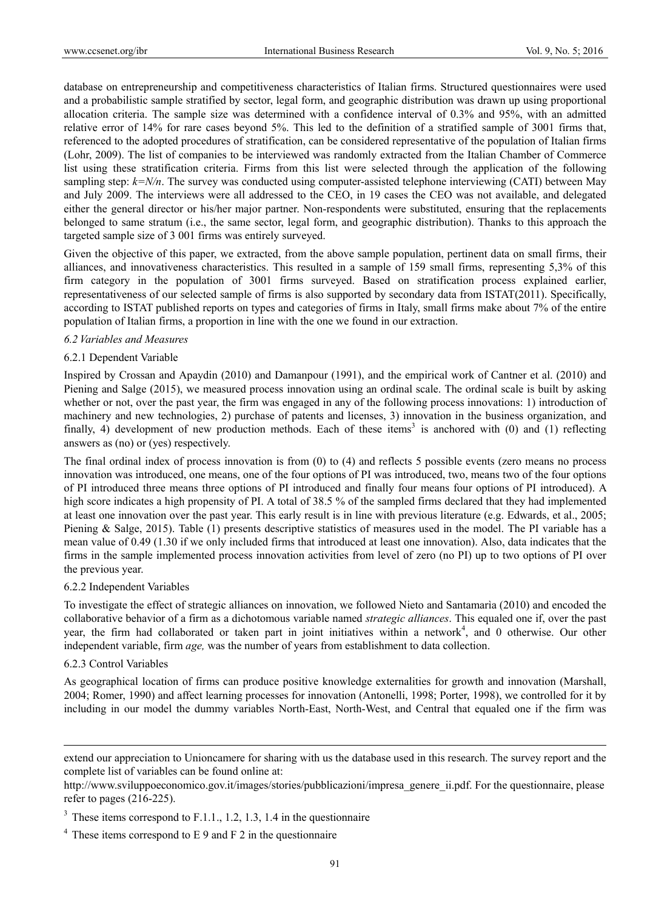database on entrepreneurship and competitiveness characteristics of Italian firms. Structured questionnaires were used and a probabilistic sample stratified by sector, legal form, and geographic distribution was drawn up using proportional allocation criteria. The sample size was determined with a confidence interval of 0.3% and 95%, with an admitted relative error of 14% for rare cases beyond 5%. This led to the definition of a stratified sample of 3001 firms that, referenced to the adopted procedures of stratification, can be considered representative of the population of Italian firms (Lohr, 2009). The list of companies to be interviewed was randomly extracted from the Italian Chamber of Commerce list using these stratification criteria. Firms from this list were selected through the application of the following sampling step: $k=N/n$. The survey was conducted using computer-assisted telephone interviewing (CATI) between May and July 2009. The interviews were all addressed to the CEO, in 19 cases the CEO was not available, and delegated either the general director or his/her major partner. Non-respondents were substituted, ensuring that the replacements belonged to same stratum (i.e., the same sector, legal form, and geographic distribution). Thanks to this approach the targeted sample size of 3 001 firms was entirely surveyed.

Given the objective of this paper, we extracted, from the above sample population, pertinent data on small firms, their alliances, and innovativeness characteristics. This resulted in a sample of 159 small firms, representing 5,3% of this firm category in the population of 3001 firms surveyed. Based on stratification process explained earlier, representativeness of our selected sample of firms is also supported by secondary data from ISTAT(2011). Specifically, according to ISTAT published reports on types and categories of firms in Italy, small firms make about 7% of the entire population of Italian firms, a proportion in line with the one we found in our extraction.

### *6.2 Variables and Measures*

#### 6.2.1 Dependent Variable

Inspired by Crossan and Apaydin (2010) and Damanpour (1991), and the empirical work of Cantner et al. (2010) and Piening and Salge (2015), we measured process innovation using an ordinal scale. The ordinal scale is built by asking whether or not, over the past year, the firm was engaged in any of the following process innovations: 1) introduction of machinery and new technologies, 2) purchase of patents and licenses, 3) innovation in the business organization, and finally, 4) development of new production methods. Each of these items[3] is anchored with (0) and (1) reflecting answers as (no) or (yes) respectively.

The final ordinal index of process innovation is from (0) to (4) and reflects 5 possible events (zero means no process innovation was introduced, one means, one of the four options of PI was introduced, two, means two of the four options of PI introduced three means three options of PI introduced and finally four means four options of PI introduced). A high score indicates a high propensity of PI. A total of 38.5 % of the sampled firms declared that they had implemented at least one innovation over the past year. This early result is in line with previous literature (e.g. Edwards, et al., 2005; Piening & Salge, 2015). Table (1) presents descriptive statistics of measures used in the model. The PI variable has a mean value of 0.49 (1.30 if we only included firms that introduced at least one innovation). Also, data indicates that the firms in the sample implemented process innovation activities from level of zero (no PI) up to two options of PI over the previous year.

#### 6.2.2 Independent Variables

To investigate the effect of strategic alliances on innovation, we followed Nieto and Santamarìa (2010) and encoded the collaborative behavior of a firm as a dichotomous variable named *strategic alliances*. This equaled one if, over the past year, the firm had collaborated or taken part in joint initiatives within a network[4], and 0 otherwise. Our other independent variable, firm *age,* was the number of years from establishment to data collection.

#### 6.2.3 Control Variables

As geographical location of firms can produce positive knowledge externalities for growth and innovation (Marshall, 2004; Romer, 1990) and affect learning processes for innovation (Antonelli, 1998; Porter, 1998), we controlled for it by including in our model the dummy variables North-East, North-West, and Central that equaled one if the firm was

---

extend our appreciation to Unioncamere for sharing with us the database used in this research. The survey report and the complete list of variables can be found online at:

http://www.sviluppoeconomico.gov.it/images/stories/pubblicazioni/impresa_genere_ii.pdf. For the questionnaire, please refer to pages (216-225).

[3] These items correspond to F.1.1., 1.2, 1.3, 1.4 in the questionnaire

[4] These items correspond to E 9 and F 2 in the questionnaire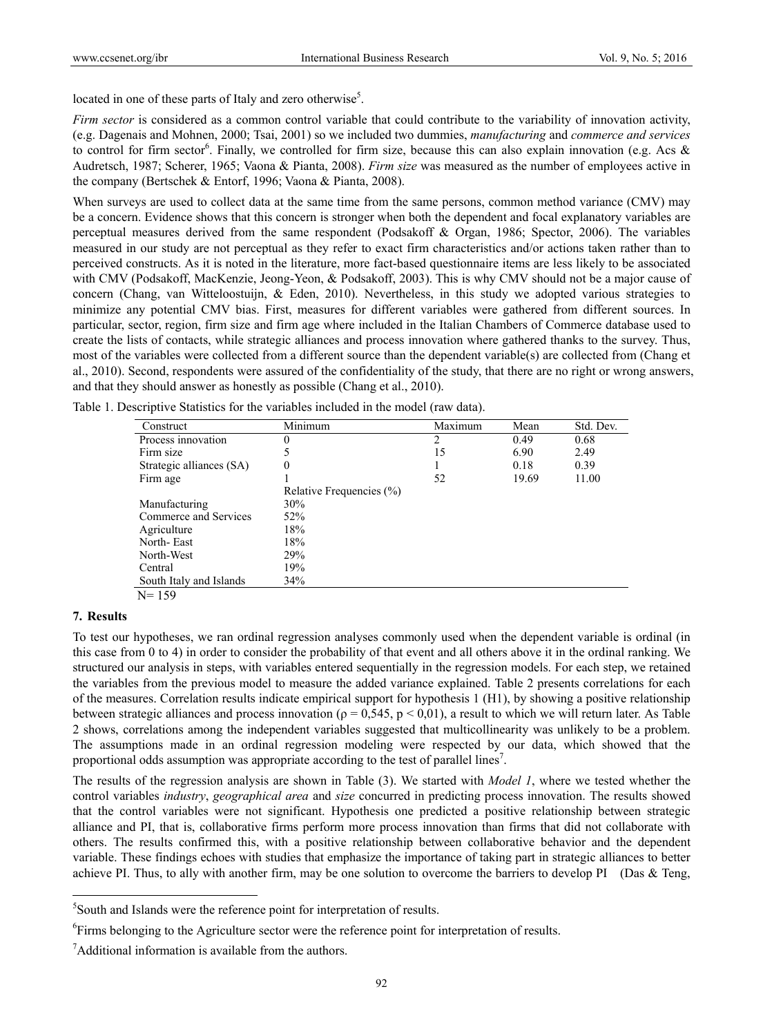located in one of these parts of Italy and zero otherwise[5].

*Firm sector* is considered as a common control variable that could contribute to the variability of innovation activity, (e.g. Dagenais and Mohnen, 2000; Tsai, 2001) so we included two dummies, *manufacturing* and *commerce and services* to control for firm sector[6]. Finally, we controlled for firm size, because this can also explain innovation (e.g. Acs & Audretsch, 1987; Scherer, 1965; Vaona & Pianta, 2008). *Firm size* was measured as the number of employees active in the company (Bertschek & Entorf, 1996; Vaona & Pianta, 2008).

When surveys are used to collect data at the same time from the same persons, common method variance (CMV) may be a concern. Evidence shows that this concern is stronger when both the dependent and focal explanatory variables are perceptual measures derived from the same respondent (Podsakoff & Organ, 1986; Spector, 2006). The variables measured in our study are not perceptual as they refer to exact firm characteristics and/or actions taken rather than to perceived constructs. As it is noted in the literature, more fact-based questionnaire items are less likely to be associated with CMV (Podsakoff, MacKenzie, Jeong-Yeon, & Podsakoff, 2003). This is why CMV should not be a major cause of concern (Chang, van Witteloostuijn, & Eden, 2010). Nevertheless, in this study we adopted various strategies to minimize any potential CMV bias. First, measures for different variables were gathered from different sources. In particular, sector, region, firm size and firm age where included in the Italian Chambers of Commerce database used to create the lists of contacts, while strategic alliances and process innovation where gathered thanks to the survey. Thus, most of the variables were collected from a different source than the dependent variable(s) are collected from (Chang et al., 2010). Second, respondents were assured of the confidentiality of the study, that there are no right or wrong answers, and that they should answer as honestly as possible (Chang et al., 2010).

Table 1. Descriptive Statistics for the variables included in the model (raw data).

| Construct | Minimum | Maximum | Mean | Std. Dev. |
|---|---|---|---|---|
| Process innovation | 0 | 2 | 0.49 | 0.68 |
| Firm size | 5 | 15 | 6.90 | 2.49 |
| Strategic alliances (SA) | 0 | 1 | 0.18 | 0.39 |
| Firm age | 1 | 52 | 19.69 | 11.00 |
| | Relative Frequencies (%) | | | |
| Manufacturing | 30% | | | |
| Commerce and Services | 52% | | | |
| Agriculture | 18% | | | |
| North- East | 18% | | | |
| North-West | 29% | | | |
| Central | 19% | | | |
| South Italy and Islands | 34% | | | |

N= 159

## 7. Results

To test our hypotheses, we ran ordinal regression analyses commonly used when the dependent variable is ordinal (in this case from 0 to 4) in order to consider the probability of that event and all others above it in the ordinal ranking. We structured our analysis in steps, with variables entered sequentially in the regression models. For each step, we retained the variables from the previous model to measure the added variance explained. Table 2 presents correlations for each of the measures. Correlation results indicate empirical support for hypothesis 1 (H1), by showing a positive relationship between strategic alliances and process innovation ($\rho = 0{,}545$, $p < 0{,}01$), a result to which we will return later. As Table 2 shows, correlations among the independent variables suggested that multicollinearity was unlikely to be a problem. The assumptions made in an ordinal regression modeling were respected by our data, which showed that the proportional odds assumption was appropriate according to the test of parallel lines[7].

The results of the regression analysis are shown in Table (3). We started with *Model 1*, where we tested whether the control variables *industry*, *geographical area* and *size* concurred in predicting process innovation. The results showed that the control variables were not significant. Hypothesis one predicted a positive relationship between strategic alliance and PI, that is, collaborative firms perform more process innovation than firms that did not collaborate with others. The results confirmed this, with a positive relationship between collaborative behavior and the dependent variable. These findings echoes with studies that emphasize the importance of taking part in strategic alliances to better achieve PI. Thus, to ally with another firm, may be one solution to overcome the barriers to develop PI (Das & Teng,

---

[5] South and Islands were the reference point for interpretation of results.

[6] Firms belonging to the Agriculture sector were the reference point for interpretation of results.

[7] Additional information is available from the authors.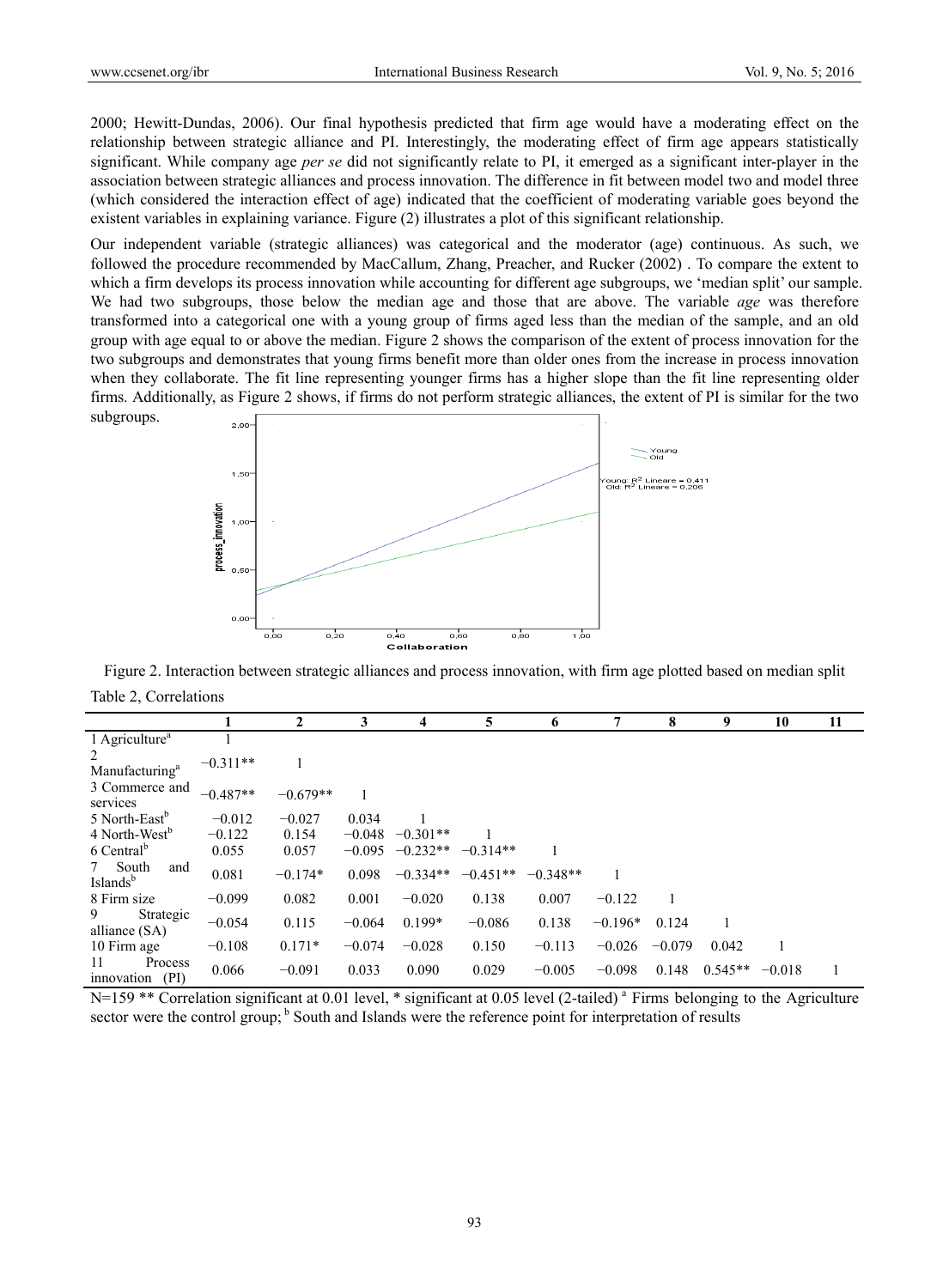2000; Hewitt-Dundas, 2006). Our final hypothesis predicted that firm age would have a moderating effect on the relationship between strategic alliance and PI. Interestingly, the moderating effect of firm age appears statistically significant. While company age *per se* did not significantly relate to PI, it emerged as a significant inter-player in the association between strategic alliances and process innovation. The difference in fit between model two and model three (which considered the interaction effect of age) indicated that the coefficient of moderating variable goes beyond the existent variables in explaining variance. Figure (2) illustrates a plot of this significant relationship.

Our independent variable (strategic alliances) was categorical and the moderator (age) continuous. As such, we followed the procedure recommended by MacCallum, Zhang, Preacher, and Rucker (2002) . To compare the extent to which a firm develops its process innovation while accounting for different age subgroups, we 'median split' our sample. We had two subgroups, those below the median age and those that are above. The variable *age* was therefore transformed into a categorical one with a young group of firms aged less than the median of the sample, and an old group with age equal to or above the median. Figure 2 shows the comparison of the extent of process innovation for the two subgroups and demonstrates that young firms benefit more than older ones from the increase in process innovation when they collaborate. The fit line representing younger firms has a higher slope than the fit line representing older firms. Additionally, as Figure 2 shows, if firms do not perform strategic alliances, the extent of PI is similar for the two subgroups.

Figure 2. Interaction between strategic alliances and process innovation, with firm age plotted based on median split

Table 2, Correlations

| | 1 | 2 | 3 | 4 | 5 | 6 | 7 | 8 | 9 | 10 | 11 |
|---|---|---|---|---|---|---|---|---|---|---|---|
| 1 Agriculture[a] | 1 | | | | | | | | | | |
| 2 Manufacturing[a] | −0.311** | 1 | | | | | | | | | |
| 3 Commerce and services | −0.487** | −0.679** | 1 | | | | | | | | |
| 5 North-East[b] | −0.012 | −0.027 | 0.034 | 1 | | | | | | | |
| 4 North-West[b] | −0.122 | 0.154 | −0.048 | −0.301** | 1 | | | | | | |
| 6 Central[b] | 0.055 | 0.057 | −0.095 | −0.232** | −0.314** | 1 | | | | | |
| 7 South and Islands[b] | 0.081 | −0.174* | 0.098 | −0.334** | −0.451** | −0.348** | 1 | | | | |
| 8 Firm size | −0.099 | 0.082 | 0.001 | −0.020 | 0.138 | 0.007 | −0.122 | 1 | | | |
| 9 Strategic alliance (SA) | −0.054 | 0.115 | −0.064 | 0.199* | −0.086 | 0.138 | −0.196* | 0.124 | 1 | | |
| 10 Firm age | −0.108 | 0.171* | −0.074 | −0.028 | 0.150 | −0.113 | −0.026 | −0.079 | 0.042 | 1 | |
| 11 Process innovation (PI) | 0.066 | −0.091 | 0.033 | 0.090 | 0.029 | −0.005 | −0.098 | 0.148 | 0.545** | −0.018 | 1 |

N=159 ** Correlation significant at 0.01 level, * significant at 0.05 level (2-tailed) [a] Firms belonging to the Agriculture sector were the control group; [b] South and Islands were the reference point for interpretation of results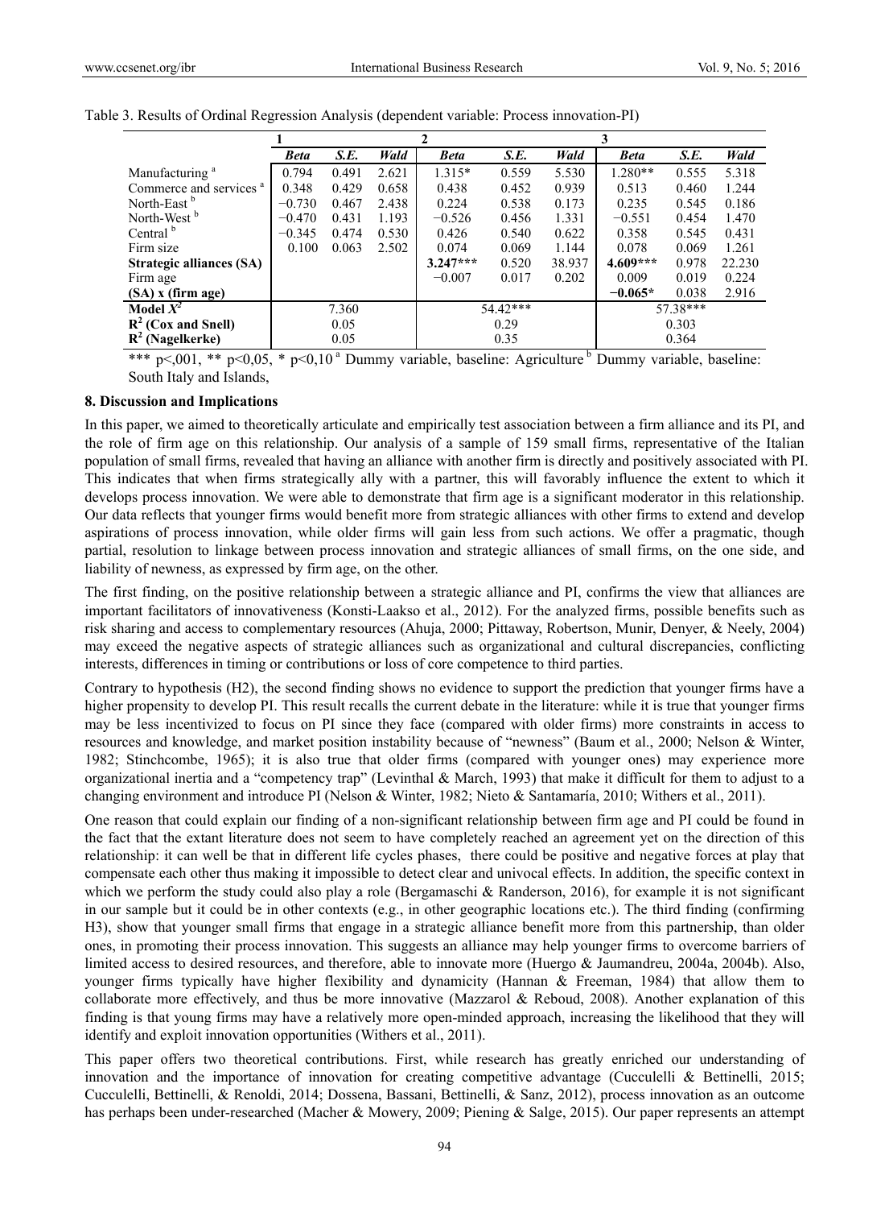Table 3. Results of Ordinal Regression Analysis (dependent variable: Process innovation-PI)

| | 1 | | | 2 | | | 3 | | |
|---|---|---|---|---|---|---|---|---|---|
| | *Beta* | *S.E.* | *Wald* | *Beta* | *S.E.* | *Wald* | *Beta* | *S.E.* | *Wald* |
| Manufacturing [a] | 0.794 | 0.491 | 2.621 | 1.315* | 0.559 | 5.530 | 1.280** | 0.555 | 5.318 |
| Commerce and services [a] | 0.348 | 0.429 | 0.658 | 0.438 | 0.452 | 0.939 | 0.513 | 0.460 | 1.244 |
| North-East [b] | −0.730 | 0.467 | 2.438 | 0.224 | 0.538 | 0.173 | 0.235 | 0.545 | 0.186 |
| North-West [b] | −0.470 | 0.431 | 1.193 | −0.526 | 0.456 | 1.331 | −0.551 | 0.454 | 1.470 |
| Central [b] | −0.345 | 0.474 | 0.530 | 0.426 | 0.540 | 0.622 | 0.358 | 0.545 | 0.431 |
| Firm size | 0.100 | 0.063 | 2.502 | 0.074 | 0.069 | 1.144 | 0.078 | 0.069 | 1.261 |
| **Strategic alliances (SA)** | | | | **3.247***** | 0.520 | 38.937 | **4.609***** | 0.978 | 22.230 |
| Firm age | | | | −0.007 | 0.017 | 0.202 | 0.009 | 0.019 | 0.224 |
| **(SA) x (firm age)** | | | | | | | **−0.065*** | 0.038 | 2.916 |
| **Model $X^2$** | 7.360 | | | 54.42*** | | | 57.38*** | | |
| **$R^2$ (Cox and Snell)** | 0.05 | | | 0.29 | | | 0.303 | | |
| **$R^2$ (Nagelkerke)** | 0.05 | | | 0.35 | | | 0.364 | | |

*** p<,001, ** p<0,05, * p<0,10 [a] Dummy variable, baseline: Agriculture [b] Dummy variable, baseline: South Italy and Islands,

### 8. Discussion and Implications

In this paper, we aimed to theoretically articulate and empirically test association between a firm alliance and its PI, and the role of firm age on this relationship. Our analysis of a sample of 159 small firms, representative of the Italian population of small firms, revealed that having an alliance with another firm is directly and positively associated with PI. This indicates that when firms strategically ally with a partner, this will favorably influence the extent to which it develops process innovation. We were able to demonstrate that firm age is a significant moderator in this relationship. Our data reflects that younger firms would benefit more from strategic alliances with other firms to extend and develop aspirations of process innovation, while older firms will gain less from such actions. We offer a pragmatic, though partial, resolution to linkage between process innovation and strategic alliances of small firms, on the one side, and liability of newness, as expressed by firm age, on the other.

The first finding, on the positive relationship between a strategic alliance and PI, confirms the view that alliances are important facilitators of innovativeness (Konsti-Laakso et al., 2012). For the analyzed firms, possible benefits such as risk sharing and access to complementary resources (Ahuja, 2000; Pittaway, Robertson, Munir, Denyer, & Neely, 2004) may exceed the negative aspects of strategic alliances such as organizational and cultural discrepancies, conflicting interests, differences in timing or contributions or loss of core competence to third parties.

Contrary to hypothesis (H2), the second finding shows no evidence to support the prediction that younger firms have a higher propensity to develop PI. This result recalls the current debate in the literature: while it is true that younger firms may be less incentivized to focus on PI since they face (compared with older firms) more constraints in access to resources and knowledge, and market position instability because of "newness" (Baum et al., 2000; Nelson & Winter, 1982; Stinchcombe, 1965); it is also true that older firms (compared with younger ones) may experience more organizational inertia and a "competency trap" (Levinthal & March, 1993) that make it difficult for them to adjust to a changing environment and introduce PI (Nelson & Winter, 1982; Nieto & Santamaría, 2010; Withers et al., 2011).

One reason that could explain our finding of a non-significant relationship between firm age and PI could be found in the fact that the extant literature does not seem to have completely reached an agreement yet on the direction of this relationship: it can well be that in different life cycles phases, there could be positive and negative forces at play that compensate each other thus making it impossible to detect clear and univocal effects. In addition, the specific context in which we perform the study could also play a role (Bergamaschi & Randerson, 2016), for example it is not significant in our sample but it could be in other contexts (e.g., in other geographic locations etc.). The third finding (confirming H3), show that younger small firms that engage in a strategic alliance benefit more from this partnership, than older ones, in promoting their process innovation. This suggests an alliance may help younger firms to overcome barriers of limited access to desired resources, and therefore, able to innovate more (Huergo & Jaumandreu, 2004a, 2004b). Also, younger firms typically have higher flexibility and dynamicity (Hannan & Freeman, 1984) that allow them to collaborate more effectively, and thus be more innovative (Mazzarol & Reboud, 2008). Another explanation of this finding is that young firms may have a relatively more open-minded approach, increasing the likelihood that they will identify and exploit innovation opportunities (Withers et al., 2011).

This paper offers two theoretical contributions. First, while research has greatly enriched our understanding of innovation and the importance of innovation for creating competitive advantage (Cucculelli & Bettinelli, 2015; Cucculelli, Bettinelli, & Renoldi, 2014; Dossena, Bassani, Bettinelli, & Sanz, 2012), process innovation as an outcome has perhaps been under-researched (Macher & Mowery, 2009; Piening & Salge, 2015). Our paper represents an attempt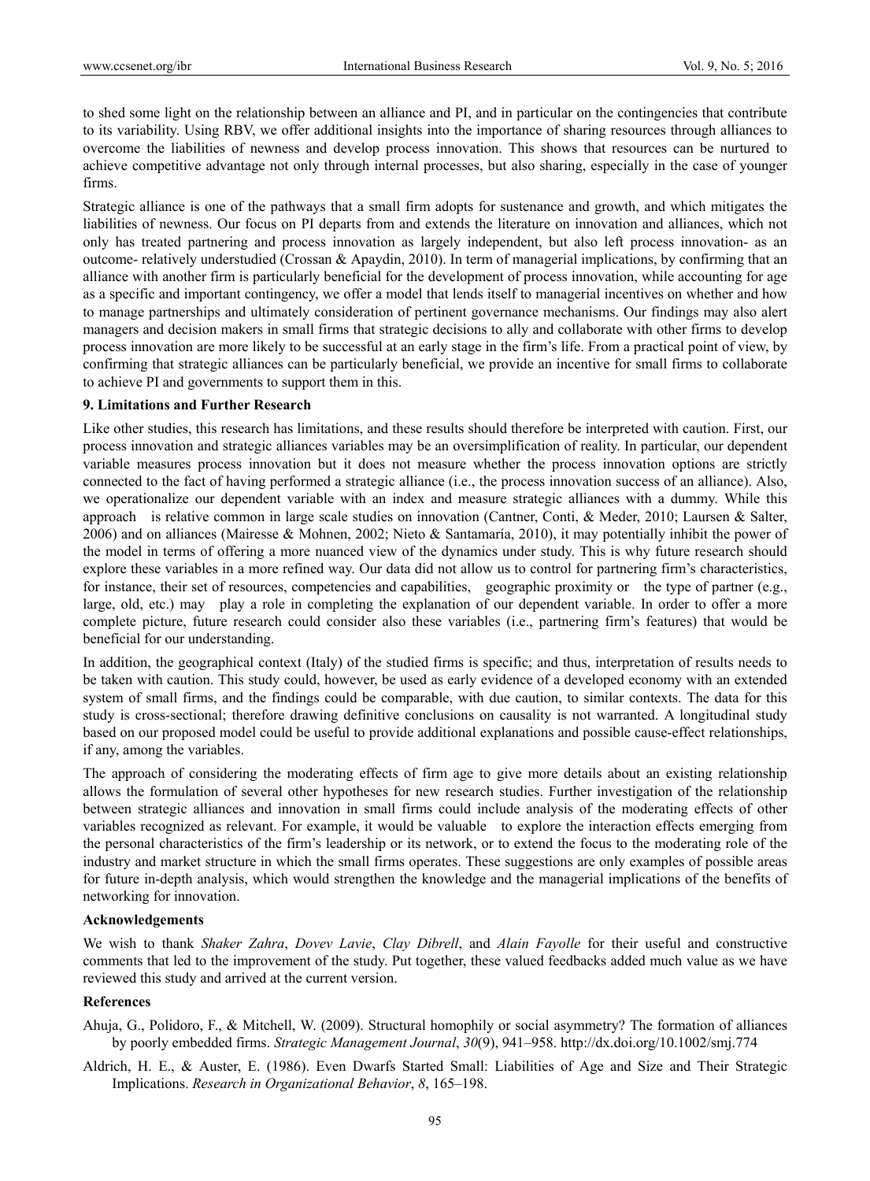to shed some light on the relationship between an alliance and PI, and in particular on the contingencies that contribute to its variability. Using RBV, we offer additional insights into the importance of sharing resources through alliances to overcome the liabilities of newness and develop process innovation. This shows that resources can be nurtured to achieve competitive advantage not only through internal processes, but also sharing, especially in the case of younger firms.

Strategic alliance is one of the pathways that a small firm adopts for sustenance and growth, and which mitigates the liabilities of newness. Our focus on PI departs from and extends the literature on innovation and alliances, which not only has treated partnering and process innovation as largely independent, but also left process innovation- as an outcome- relatively understudied (Crossan & Apaydin, 2010). In term of managerial implications, by confirming that an alliance with another firm is particularly beneficial for the development of process innovation, while accounting for age as a specific and important contingency, we offer a model that lends itself to managerial incentives on whether and how to manage partnerships and ultimately consideration of pertinent governance mechanisms. Our findings may also alert managers and decision makers in small firms that strategic decisions to ally and collaborate with other firms to develop process innovation are more likely to be successful at an early stage in the firm's life. From a practical point of view, by confirming that strategic alliances can be particularly beneficial, we provide an incentive for small firms to collaborate to achieve PI and governments to support them in this.

## 9. Limitations and Further Research

Like other studies, this research has limitations, and these results should therefore be interpreted with caution. First, our process innovation and strategic alliances variables may be an oversimplification of reality. In particular, our dependent variable measures process innovation but it does not measure whether the process innovation options are strictly connected to the fact of having performed a strategic alliance (i.e., the process innovation success of an alliance). Also, we operationalize our dependent variable with an index and measure strategic alliances with a dummy. While this approach is relative common in large scale studies on innovation (Cantner, Conti, & Meder, 2010; Laursen & Salter, 2006) and on alliances (Mairesse & Mohnen, 2002; Nieto & Santamaría, 2010), it may potentially inhibit the power of the model in terms of offering a more nuanced view of the dynamics under study. This is why future research should explore these variables in a more refined way. Our data did not allow us to control for partnering firm's characteristics, for instance, their set of resources, competencies and capabilities, geographic proximity or the type of partner (e.g., large, old, etc.) may play a role in completing the explanation of our dependent variable. In order to offer a more complete picture, future research could consider also these variables (i.e., partnering firm's features) that would be beneficial for our understanding.

In addition, the geographical context (Italy) of the studied firms is specific; and thus, interpretation of results needs to be taken with caution. This study could, however, be used as early evidence of a developed economy with an extended system of small firms, and the findings could be comparable, with due caution, to similar contexts. The data for this study is cross-sectional; therefore drawing definitive conclusions on causality is not warranted. A longitudinal study based on our proposed model could be useful to provide additional explanations and possible cause-effect relationships, if any, among the variables.

The approach of considering the moderating effects of firm age to give more details about an existing relationship allows the formulation of several other hypotheses for new research studies. Further investigation of the relationship between strategic alliances and innovation in small firms could include analysis of the moderating effects of other variables recognized as relevant. For example, it would be valuable to explore the interaction effects emerging from the personal characteristics of the firm's leadership or its network, or to extend the focus to the moderating role of the industry and market structure in which the small firms operates. These suggestions are only examples of possible areas for future in-depth analysis, which would strengthen the knowledge and the managerial implications of the benefits of networking for innovation.

## Acknowledgements

We wish to thank *Shaker Zahra*, *Dovev Lavie*, *Clay Dibrell*, and *Alain Fayolle* for their useful and constructive comments that led to the improvement of the study. Put together, these valued feedbacks added much value as we have reviewed this study and arrived at the current version.

## References

Ahuja, G., Polidoro, F., & Mitchell, W. (2009). Structural homophily or social asymmetry? The formation of alliances by poorly embedded firms. *Strategic Management Journal*, *30*(9), 941–958. http://dx.doi.org/10.1002/smj.774

Aldrich, H. E., & Auster, E. (1986). Even Dwarfs Started Small: Liabilities of Age and Size and Their Strategic Implications. *Research in Organizational Behavior*, *8*, 165–198.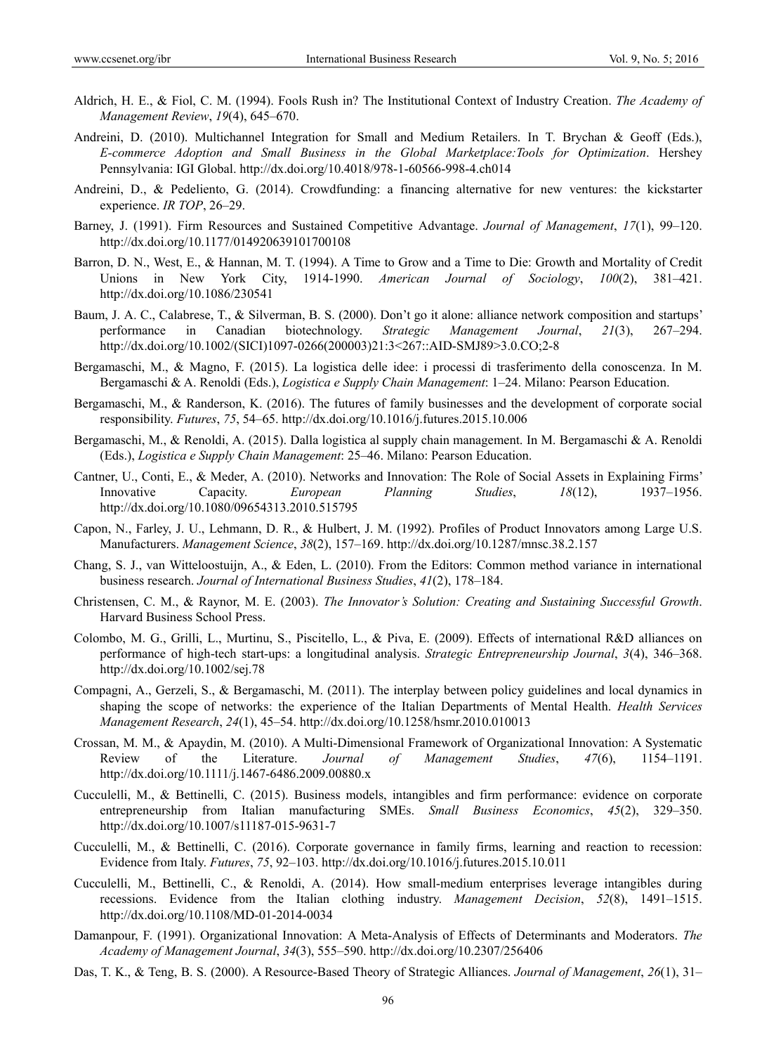Aldrich, H. E., & Fiol, C. M. (1994). Fools Rush in? The Institutional Context of Industry Creation. *The Academy of Management Review*, *19*(4), 645–670.

Andreini, D. (2010). Multichannel Integration for Small and Medium Retailers. In T. Brychan & Geoff (Eds.), *E-commerce Adoption and Small Business in the Global Marketplace:Tools for Optimization*. Hershey Pennsylvania: IGI Global. http://dx.doi.org/10.4018/978-1-60566-998-4.ch014

Andreini, D., & Pedeliento, G. (2014). Crowdfunding: a financing alternative for new ventures: the kickstarter experience. *IR TOP*, 26–29.

Barney, J. (1991). Firm Resources and Sustained Competitive Advantage. *Journal of Management*, *17*(1), 99–120. http://dx.doi.org/10.1177/014920639101700108

Barron, D. N., West, E., & Hannan, M. T. (1994). A Time to Grow and a Time to Die: Growth and Mortality of Credit Unions in New York City, 1914-1990. *American Journal of Sociology*, *100*(2), 381–421. http://dx.doi.org/10.1086/230541

Baum, J. A. C., Calabrese, T., & Silverman, B. S. (2000). Don't go it alone: alliance network composition and startups' performance in Canadian biotechnology. *Strategic Management Journal*, *21*(3), 267–294. http://dx.doi.org/10.1002/(SICI)1097-0266(200003)21:3<267::AID-SMJ89>3.0.CO;2-8

Bergamaschi, M., & Magno, F. (2015). La logistica delle idee: i processi di trasferimento della conoscenza. In M. Bergamaschi & A. Renoldi (Eds.), *Logistica e Supply Chain Management*: 1–24. Milano: Pearson Education.

Bergamaschi, M., & Randerson, K. (2016). The futures of family businesses and the development of corporate social responsibility. *Futures*, *75*, 54–65. http://dx.doi.org/10.1016/j.futures.2015.10.006

Bergamaschi, M., & Renoldi, A. (2015). Dalla logistica al supply chain management. In M. Bergamaschi & A. Renoldi (Eds.), *Logistica e Supply Chain Management*: 25–46. Milano: Pearson Education.

Cantner, U., Conti, E., & Meder, A. (2010). Networks and Innovation: The Role of Social Assets in Explaining Firms' Innovative Capacity. *European Planning Studies*, *18*(12), 1937–1956. http://dx.doi.org/10.1080/09654313.2010.515795

Capon, N., Farley, J. U., Lehmann, D. R., & Hulbert, J. M. (1992). Profiles of Product Innovators among Large U.S. Manufacturers. *Management Science*, *38*(2), 157–169. http://dx.doi.org/10.1287/mnsc.38.2.157

Chang, S. J., van Witteloostuijn, A., & Eden, L. (2010). From the Editors: Common method variance in international business research. *Journal of International Business Studies*, *41*(2), 178–184.

Christensen, C. M., & Raynor, M. E. (2003). *The Innovator's Solution: Creating and Sustaining Successful Growth*. Harvard Business School Press.

Colombo, M. G., Grilli, L., Murtinu, S., Piscitello, L., & Piva, E. (2009). Effects of international R&D alliances on performance of high-tech start-ups: a longitudinal analysis. *Strategic Entrepreneurship Journal*, *3*(4), 346–368. http://dx.doi.org/10.1002/sej.78

Compagni, A., Gerzeli, S., & Bergamaschi, M. (2011). The interplay between policy guidelines and local dynamics in shaping the scope of networks: the experience of the Italian Departments of Mental Health. *Health Services Management Research*, *24*(1), 45–54. http://dx.doi.org/10.1258/hsmr.2010.010013

Crossan, M. M., & Apaydin, M. (2010). A Multi-Dimensional Framework of Organizational Innovation: A Systematic Review of the Literature. *Journal of Management Studies*, *47*(6), 1154–1191. http://dx.doi.org/10.1111/j.1467-6486.2009.00880.x

Cucculelli, M., & Bettinelli, C. (2015). Business models, intangibles and firm performance: evidence on corporate entrepreneurship from Italian manufacturing SMEs. *Small Business Economics*, *45*(2), 329–350. http://dx.doi.org/10.1007/s11187-015-9631-7

Cucculelli, M., & Bettinelli, C. (2016). Corporate governance in family firms, learning and reaction to recession: Evidence from Italy. *Futures*, *75*, 92–103. http://dx.doi.org/10.1016/j.futures.2015.10.011

Cucculelli, M., Bettinelli, C., & Renoldi, A. (2014). How small-medium enterprises leverage intangibles during recessions. Evidence from the Italian clothing industry. *Management Decision*, *52*(8), 1491–1515. http://dx.doi.org/10.1108/MD-01-2014-0034

Damanpour, F. (1991). Organizational Innovation: A Meta-Analysis of Effects of Determinants and Moderators. *The Academy of Management Journal*, *34*(3), 555–590. http://dx.doi.org/10.2307/256406

Das, T. K., & Teng, B. S. (2000). A Resource-Based Theory of Strategic Alliances. *Journal of Management*, *26*(1), 31–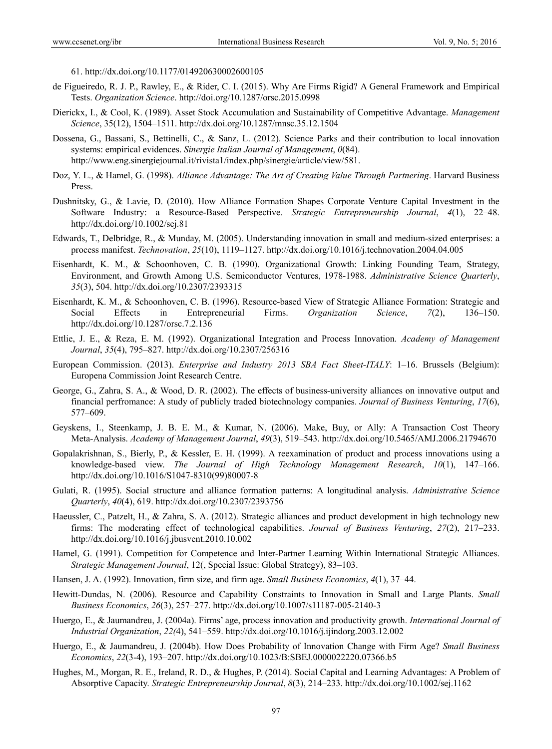61. http://dx.doi.org/10.1177/014920630002600105

de Figueiredo, R. J. P., Rawley, E., & Rider, C. I. (2015). Why Are Firms Rigid? A General Framework and Empirical Tests. *Organization Science*. http://doi.org/10.1287/orsc.2015.0998

Dierickx, I., & Cool, K. (1989). Asset Stock Accumulation and Sustainability of Competitive Advantage. *Management Science*, 35(12), 1504–1511. http://dx.doi.org/10.1287/mnsc.35.12.1504

Dossena, G., Bassani, S., Bettinelli, C., & Sanz, L. (2012). Science Parks and their contribution to local innovation systems: empirical evidences. *Sinergie Italian Journal of Management*, *0*(84). http://www.eng.sinergiejournal.it/rivista1/index.php/sinergie/article/view/581.

Doz, Y. L., & Hamel, G. (1998). *Alliance Advantage: The Art of Creating Value Through Partnering*. Harvard Business Press.

Dushnitsky, G., & Lavie, D. (2010). How Alliance Formation Shapes Corporate Venture Capital Investment in the Software Industry: a Resource-Based Perspective. *Strategic Entrepreneurship Journal*, *4*(1), 22–48. http://dx.doi.org/10.1002/sej.81

Edwards, T., Delbridge, R., & Munday, M. (2005). Understanding innovation in small and medium-sized enterprises: a process manifest. *Technovation*, *25*(10), 1119–1127. http://dx.doi.org/10.1016/j.technovation.2004.04.005

Eisenhardt, K. M., & Schoonhoven, C. B. (1990). Organizational Growth: Linking Founding Team, Strategy, Environment, and Growth Among U.S. Semiconductor Ventures, 1978-1988. *Administrative Science Quarterly*, *35*(3), 504. http://dx.doi.org/10.2307/2393315

Eisenhardt, K. M., & Schoonhoven, C. B. (1996). Resource-based View of Strategic Alliance Formation: Strategic and Social Effects in Entrepreneurial Firms. *Organization Science*, *7*(2), 136–150. http://dx.doi.org/10.1287/orsc.7.2.136

Ettlie, J. E., & Reza, E. M. (1992). Organizational Integration and Process Innovation. *Academy of Management Journal*, *35*(4), 795–827. http://dx.doi.org/10.2307/256316

European Commission. (2013). *Enterprise and Industry 2013 SBA Fact Sheet-ITALY*: 1–16. Brussels (Belgium): Europena Commission Joint Research Centre.

George, G., Zahra, S. A., & Wood, D. R. (2002). The effects of business-university alliances on innovative output and financial perfromance: A study of publicly traded biotechnology companies. *Journal of Business Venturing*, *17*(6), 577–609.

Geyskens, I., Steenkamp, J. B. E. M., & Kumar, N. (2006). Make, Buy, or Ally: A Transaction Cost Theory Meta-Analysis. *Academy of Management Journal*, *49*(3), 519–543. http://dx.doi.org/10.5465/AMJ.2006.21794670

Gopalakrishnan, S., Bierly, P., & Kessler, E. H. (1999). A reexamination of product and process innovations using a knowledge-based view. *The Journal of High Technology Management Research*, *10*(1), 147–166. http://dx.doi.org/10.1016/S1047-8310(99)80007-8

Gulati, R. (1995). Social structure and alliance formation patterns: A longitudinal analysis. *Administrative Science Quarterly*, *40*(4), 619. http://dx.doi.org/10.2307/2393756

Haeussler, C., Patzelt, H., & Zahra, S. A. (2012). Strategic alliances and product development in high technology new firms: The moderating effect of technological capabilities. *Journal of Business Venturing*, *27*(2), 217–233. http://dx.doi.org/10.1016/j.jbusvent.2010.10.002

Hamel, G. (1991). Competition for Competence and Inter-Partner Learning Within International Strategic Alliances. *Strategic Management Journal*, 12(, Special Issue: Global Strategy), 83–103.

Hansen, J. A. (1992). Innovation, firm size, and firm age. *Small Business Economics*, *4*(1), 37–44.

Hewitt-Dundas, N. (2006). Resource and Capability Constraints to Innovation in Small and Large Plants. *Small Business Economics*, *26*(3), 257–277. http://dx.doi.org/10.1007/s11187-005-2140-3

Huergo, E., & Jaumandreu, J. (2004a). Firms' age, process innovation and productivity growth. *International Journal of Industrial Organization*, *22(*4), 541–559. http://dx.doi.org/10.1016/j.ijindorg.2003.12.002

Huergo, E., & Jaumandreu, J. (2004b). How Does Probability of Innovation Change with Firm Age? *Small Business Economics*, *22*(3-4), 193–207. http://dx.doi.org/10.1023/B:SBEJ.0000022220.07366.b5

Hughes, M., Morgan, R. E., Ireland, R. D., & Hughes, P. (2014). Social Capital and Learning Advantages: A Problem of Absorptive Capacity. *Strategic Entrepreneurship Journal*, *8*(3), 214–233. http://dx.doi.org/10.1002/sej.1162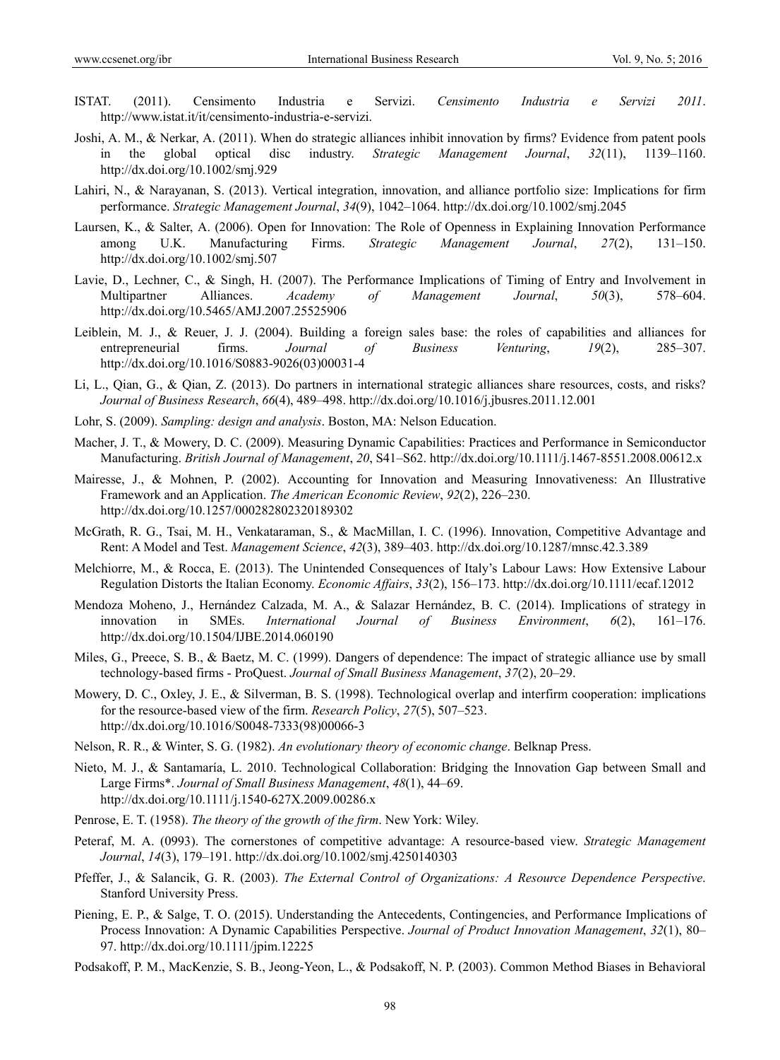ISTAT. (2011). Censimento Industria e Servizi. *Censimento Industria e Servizi 2011*. http://www.istat.it/it/censimento-industria-e-servizi.

Joshi, A. M., & Nerkar, A. (2011). When do strategic alliances inhibit innovation by firms? Evidence from patent pools in the global optical disc industry. *Strategic Management Journal*, *32*(11), 1139–1160. http://dx.doi.org/10.1002/smj.929

Lahiri, N., & Narayanan, S. (2013). Vertical integration, innovation, and alliance portfolio size: Implications for firm performance. *Strategic Management Journal*, *34*(9), 1042–1064. http://dx.doi.org/10.1002/smj.2045

Laursen, K., & Salter, A. (2006). Open for Innovation: The Role of Openness in Explaining Innovation Performance among U.K. Manufacturing Firms. *Strategic Management Journal*, *27*(2), 131–150. http://dx.doi.org/10.1002/smj.507

Lavie, D., Lechner, C., & Singh, H. (2007). The Performance Implications of Timing of Entry and Involvement in Multipartner Alliances. *Academy of Management Journal*, *50*(3), 578–604. http://dx.doi.org/10.5465/AMJ.2007.25525906

Leiblein, M. J., & Reuer, J. J. (2004). Building a foreign sales base: the roles of capabilities and alliances for entrepreneurial firms. *Journal of Business Venturing*, *19*(2), 285–307. http://dx.doi.org/10.1016/S0883-9026(03)00031-4

Li, L., Qian, G., & Qian, Z. (2013). Do partners in international strategic alliances share resources, costs, and risks? *Journal of Business Research*, *66*(4), 489–498. http://dx.doi.org/10.1016/j.jbusres.2011.12.001

Lohr, S. (2009). *Sampling: design and analysis*. Boston, MA: Nelson Education.

Macher, J. T., & Mowery, D. C. (2009). Measuring Dynamic Capabilities: Practices and Performance in Semiconductor Manufacturing. *British Journal of Management*, *20*, S41–S62. http://dx.doi.org/10.1111/j.1467-8551.2008.00612.x

Mairesse, J., & Mohnen, P. (2002). Accounting for Innovation and Measuring Innovativeness: An Illustrative Framework and an Application. *The American Economic Review*, *92*(2), 226–230. http://dx.doi.org/10.1257/000282802320189302

McGrath, R. G., Tsai, M. H., Venkataraman, S., & MacMillan, I. C. (1996). Innovation, Competitive Advantage and Rent: A Model and Test. *Management Science*, *42*(3), 389–403. http://dx.doi.org/10.1287/mnsc.42.3.389

Melchiorre, M., & Rocca, E. (2013). The Unintended Consequences of Italy's Labour Laws: How Extensive Labour Regulation Distorts the Italian Economy. *Economic Affairs*, *33*(2), 156–173. http://dx.doi.org/10.1111/ecaf.12012

Mendoza Moheno, J., Hernández Calzada, M. A., & Salazar Hernández, B. C. (2014). Implications of strategy in innovation in SMEs. *International Journal of Business Environment*, *6*(2), 161–176. http://dx.doi.org/10.1504/IJBE.2014.060190

Miles, G., Preece, S. B., & Baetz, M. C. (1999). Dangers of dependence: The impact of strategic alliance use by small technology-based firms - ProQuest. *Journal of Small Business Management*, *37*(2), 20–29.

Mowery, D. C., Oxley, J. E., & Silverman, B. S. (1998). Technological overlap and interfirm cooperation: implications for the resource-based view of the firm. *Research Policy*, *27*(5), 507–523. http://dx.doi.org/10.1016/S0048-7333(98)00066-3

Nelson, R. R., & Winter, S. G. (1982). *An evolutionary theory of economic change*. Belknap Press.

Nieto, M. J., & Santamaría, L. 2010. Technological Collaboration: Bridging the Innovation Gap between Small and Large Firms*. *Journal of Small Business Management*, *48*(1), 44–69. http://dx.doi.org/10.1111/j.1540-627X.2009.00286.x

Penrose, E. T. (1958). *The theory of the growth of the firm*. New York: Wiley.

Peteraf, M. A. (0993). The cornerstones of competitive advantage: A resource-based view. *Strategic Management Journal*, *14*(3), 179–191. http://dx.doi.org/10.1002/smj.4250140303

Pfeffer, J., & Salancik, G. R. (2003). *The External Control of Organizations: A Resource Dependence Perspective*. Stanford University Press.

Piening, E. P., & Salge, T. O. (2015). Understanding the Antecedents, Contingencies, and Performance Implications of Process Innovation: A Dynamic Capabilities Perspective. *Journal of Product Innovation Management*, *32*(1), 80–97. http://dx.doi.org/10.1111/jpim.12225

Podsakoff, P. M., MacKenzie, S. B., Jeong-Yeon, L., & Podsakoff, N. P. (2003). Common Method Biases in Behavioral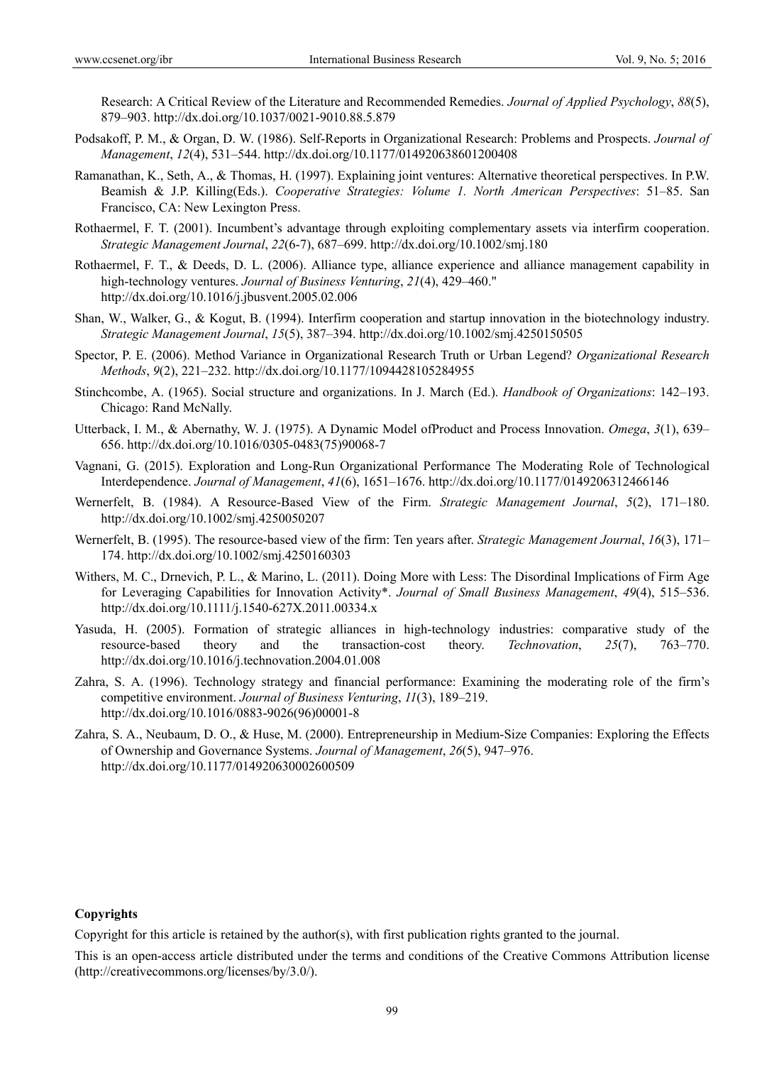Research: A Critical Review of the Literature and Recommended Remedies. *Journal of Applied Psychology*, *88*(5), 879–903. http://dx.doi.org/10.1037/0021-9010.88.5.879

Podsakoff, P. M., & Organ, D. W. (1986). Self-Reports in Organizational Research: Problems and Prospects. *Journal of Management*, *12*(4), 531–544. http://dx.doi.org/10.1177/014920638601200408

Ramanathan, K., Seth, A., & Thomas, H. (1997). Explaining joint ventures: Alternative theoretical perspectives. In P.W. Beamish & J.P. Killing(Eds.). *Cooperative Strategies: Volume 1. North American Perspectives*: 51–85. San Francisco, CA: New Lexington Press.

Rothaermel, F. T. (2001). Incumbent's advantage through exploiting complementary assets via interfirm cooperation. *Strategic Management Journal*, *22*(6-7), 687–699. http://dx.doi.org/10.1002/smj.180

Rothaermel, F. T., & Deeds, D. L. (2006). Alliance type, alliance experience and alliance management capability in high-technology ventures. *Journal of Business Venturing*, *21*(4), 429–460." http://dx.doi.org/10.1016/j.jbusvent.2005.02.006

Shan, W., Walker, G., & Kogut, B. (1994). Interfirm cooperation and startup innovation in the biotechnology industry. *Strategic Management Journal*, *15*(5), 387–394. http://dx.doi.org/10.1002/smj.4250150505

Spector, P. E. (2006). Method Variance in Organizational Research Truth or Urban Legend? *Organizational Research Methods*, *9*(2), 221–232. http://dx.doi.org/10.1177/1094428105284955

Stinchcombe, A. (1965). Social structure and organizations. In J. March (Ed.). *Handbook of Organizations*: 142–193. Chicago: Rand McNally.

Utterback, I. M., & Abernathy, W. J. (1975). A Dynamic Model ofProduct and Process Innovation. *Omega*, *3*(1), 639–656. http://dx.doi.org/10.1016/0305-0483(75)90068-7

Vagnani, G. (2015). Exploration and Long-Run Organizational Performance The Moderating Role of Technological Interdependence. *Journal of Management*, *41*(6), 1651–1676. http://dx.doi.org/10.1177/0149206312466146

Wernerfelt, B. (1984). A Resource-Based View of the Firm. *Strategic Management Journal*, *5*(2), 171–180. http://dx.doi.org/10.1002/smj.4250050207

Wernerfelt, B. (1995). The resource-based view of the firm: Ten years after. *Strategic Management Journal*, *16*(3), 171–174. http://dx.doi.org/10.1002/smj.4250160303

Withers, M. C., Drnevich, P. L., & Marino, L. (2011). Doing More with Less: The Disordinal Implications of Firm Age for Leveraging Capabilities for Innovation Activity*. *Journal of Small Business Management*, *49*(4), 515–536. http://dx.doi.org/10.1111/j.1540-627X.2011.00334.x

Yasuda, H. (2005). Formation of strategic alliances in high-technology industries: comparative study of the resource-based theory and the transaction-cost theory. *Technovation*, *25*(7), 763–770. http://dx.doi.org/10.1016/j.technovation.2004.01.008

Zahra, S. A. (1996). Technology strategy and financial performance: Examining the moderating role of the firm's competitive environment. *Journal of Business Venturing*, *11*(3), 189–219. http://dx.doi.org/10.1016/0883-9026(96)00001-8

Zahra, S. A., Neubaum, D. O., & Huse, M. (2000). Entrepreneurship in Medium-Size Companies: Exploring the Effects of Ownership and Governance Systems. *Journal of Management*, *26*(5), 947–976. http://dx.doi.org/10.1177/014920630002600509

**Copyrights**

Copyright for this article is retained by the author(s), with first publication rights granted to the journal.

This is an open-access article distributed under the terms and conditions of the Creative Commons Attribution license (http://creativecommons.org/licenses/by/3.0/).